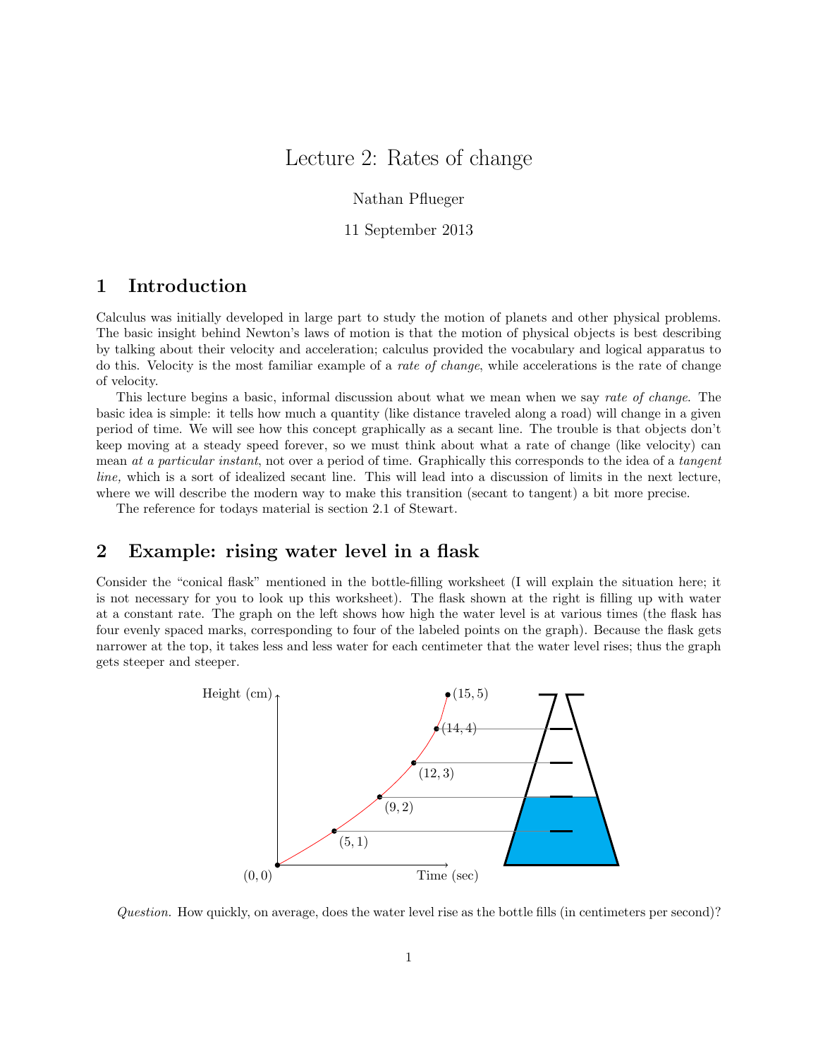# Lecture 2: Rates of change

Nathan Pflueger

11 September 2013

## 1 Introduction

Calculus was initially developed in large part to study the motion of planets and other physical problems. The basic insight behind Newton's laws of motion is that the motion of physical objects is best describing by talking about their velocity and acceleration; calculus provided the vocabulary and logical apparatus to do this. Velocity is the most familiar example of a *rate of change*, while accelerations is the rate of change of velocity.

This lecture begins a basic, informal discussion about what we mean when we say *rate of change*. The basic idea is simple: it tells how much a quantity (like distance traveled along a road) will change in a given period of time. We will see how this concept graphically as a secant line. The trouble is that objects don't keep moving at a steady speed forever, so we must think about what a rate of change (like velocity) can mean *at a particular instant*, not over a period of time. Graphically this corresponds to the idea of a *tangent line,* which is a sort of idealized secant line. This will lead into a discussion of limits in the next lecture, where we will describe the modern way to make this transition (secant to tangent) a bit more precise.

The reference for todays material is section 2.1 of Stewart.

## 2 Example: rising water level in a flask

Consider the "conical flask" mentioned in the bottle-filling worksheet (I will explain the situation here; it is not necessary for you to look up this worksheet). The flask shown at the right is filling up with water at a constant rate. The graph on the left shows how high the water level is at various times (the flask has four evenly spaced marks, corresponding to four of the labeled points on the graph). Because the flask gets narrower at the top, it takes less and less water for each centimeter that the water level rises; thus the graph gets steeper and steeper.

*Question.* How quickly, on average, does the water level rise as the bottle fills (in centimeters per second)?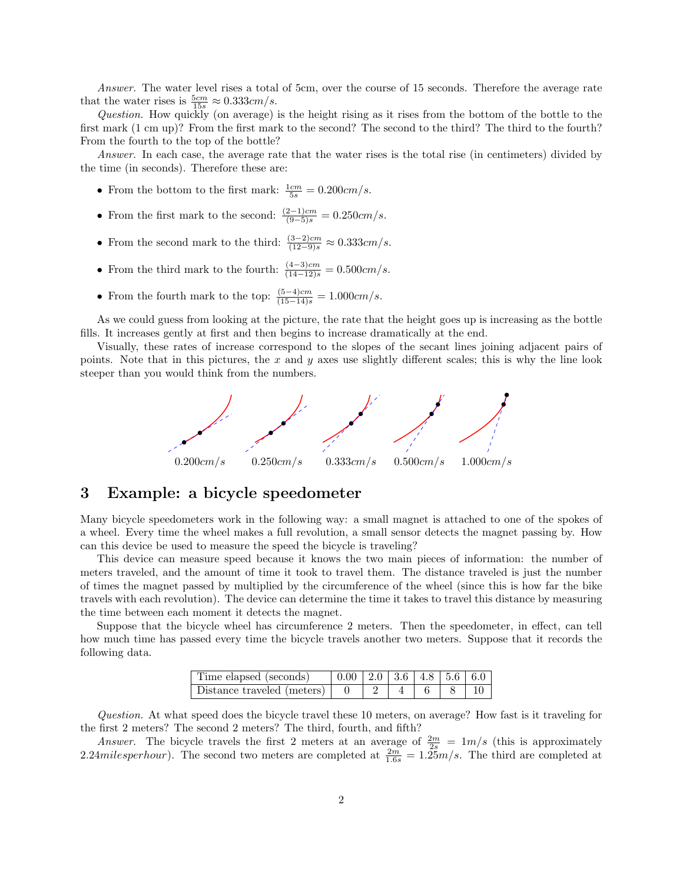*Answer.* The water level rises a total of 5cm, over the course of 15 seconds. Therefore the average rate that the water rises is $\frac{5cm}{15s} \approx 0.333cm/s$.

*Question.* How quickly (on average) is the height rising as it rises from the bottom of the bottle to the first mark (1 cm up)? From the first mark to the second? The second to the third? The third to the fourth? From the fourth to the top of the bottle?

*Answer.* In each case, the average rate that the water rises is the total rise (in centimeters) divided by the time (in seconds). Therefore these are:

- From the bottom to the first mark: $\frac{1cm}{5s} = 0.200cm/s$.
- From the first mark to the second: $\frac{(2-1)cm}{(9-5)s} = 0.250cm/s$.
- From the second mark to the third: $\frac{(3-2)cm}{(12-9)s} \approx 0.333cm/s$.
- From the third mark to the fourth: $\frac{(4-3)cm}{(14-12)s} = 0.500cm/s$.
- From the fourth mark to the top: $\frac{(5-4)cm}{(15-14)s} = 1.000cm/s$.

As we could guess from looking at the picture, the rate that the height goes up is increasing as the bottle fills. It increases gently at first and then begins to increase dramatically at the end.

Visually, these rates of increase correspond to the slopes of the secant lines joining adjacent pairs of points. Note that in this pictures, the $x$ and $y$ axes use slightly different scales; this is why the line look steeper than you would think from the numbers.

$0.200cm/s$ $\quad$ $0.250cm/s$ $\quad$ $0.333cm/s$ $\quad$ $0.500cm/s$ $\quad$ $1.000cm/s$

## 3 Example: a bicycle speedometer

Many bicycle speedometers work in the following way: a small magnet is attached to one of the spokes of a wheel. Every time the wheel makes a full revolution, a small sensor detects the magnet passing by. How can this device be used to measure the speed the bicycle is traveling?

This device can measure speed because it knows the two main pieces of information: the number of meters traveled, and the amount of time it took to travel them. The distance traveled is just the number of times the magnet passed by multiplied by the circumference of the wheel (since this is how far the bike travels with each revolution). The device can determine the time it takes to travel this distance by measuring the time between each moment it detects the magnet.

Suppose that the bicycle wheel has circumference 2 meters. Then the speedometer, in effect, can tell how much time has passed every time the bicycle travels another two meters. Suppose that it records the following data.

| Time elapsed (seconds) | 0.00 | 2.0 | 3.6 | 4.8 | 5.6 | 6.0 |
|---|---|---|---|---|---|---|
| Distance traveled (meters) | 0 | 2 | 4 | 6 | 8 | 10 |

*Question.* At what speed does the bicycle travel these 10 meters, on average? How fast is it traveling for the first 2 meters? The second 2 meters? The third, fourth, and fifth?

*Answer.* The bicycle travels the first 2 meters at an average of $\frac{2m}{2s} = 1m/s$ (this is approximately $2.24 miles per hour$). The second two meters are completed at $\frac{2m}{1.6s} = 1.25m/s$. The third are completed at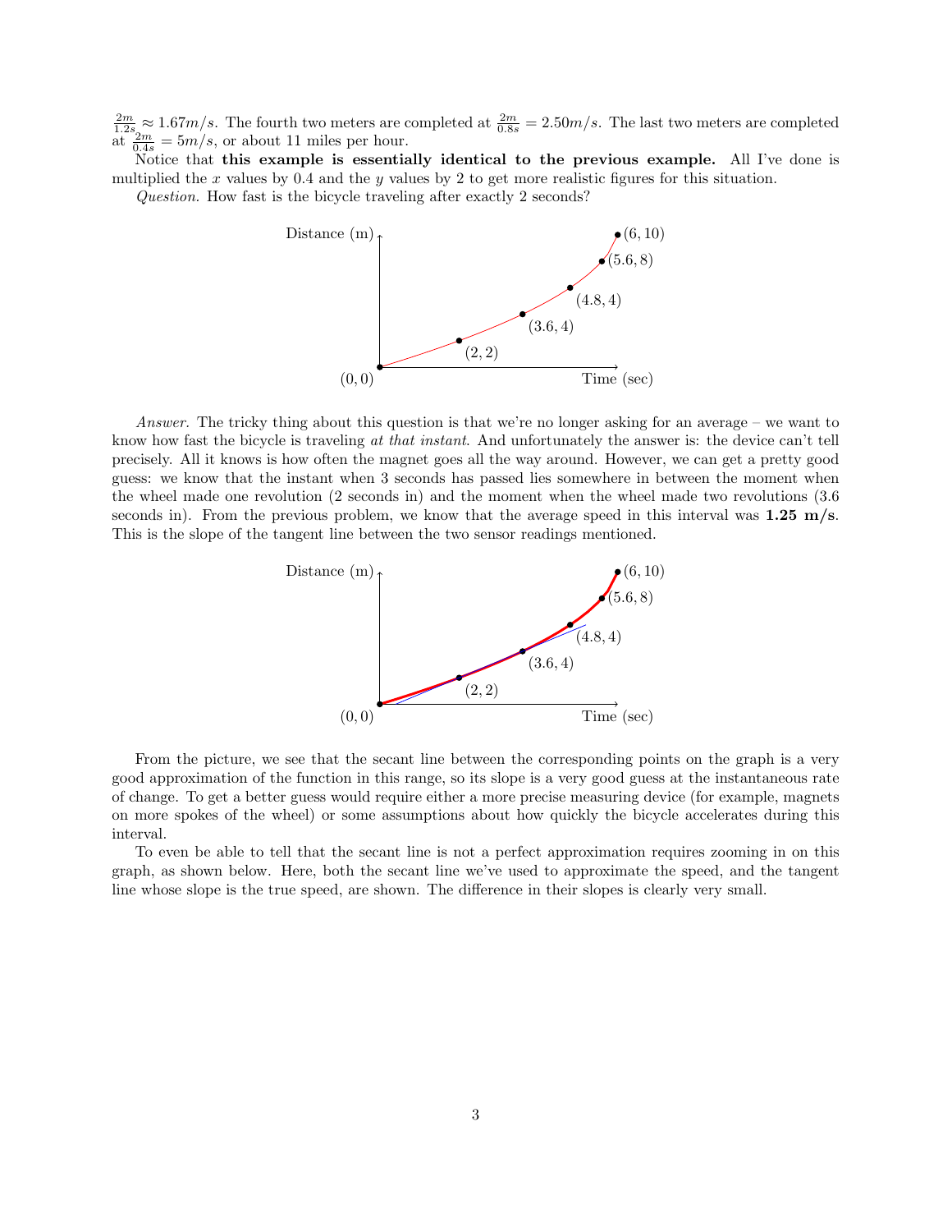$\frac{2m}{1.2s} \approx 1.67m/s$. The fourth two meters are completed at $\frac{2m}{0.8s} = 2.50m/s$. The last two meters are completed at $\frac{2m}{0.4s} = 5m/s$, or about 11 miles per hour.

Notice that **this example is essentially identical to the previous example.** All I've done is multiplied the $x$ values by 0.4 and the $y$ values by 2 to get more realistic figures for this situation.

*Question.* How fast is the bicycle traveling after exactly 2 seconds?

*Answer.* The tricky thing about this question is that we're no longer asking for an average – we want to know how fast the bicycle is traveling *at that instant*. And unfortunately the answer is: the device can't tell precisely. All it knows is how often the magnet goes all the way around. However, we can get a pretty good guess: we know that the instant when 3 seconds has passed lies somewhere in between the moment when the wheel made one revolution (2 seconds in) and the moment when the wheel made two revolutions (3.6 seconds in). From the previous problem, we know that the average speed in this interval was **1.25 m/s**. This is the slope of the tangent line between the two sensor readings mentioned.

From the picture, we see that the secant line between the corresponding points on the graph is a very good approximation of the function in this range, so its slope is a very good guess at the instantaneous rate of change. To get a better guess would require either a more precise measuring device (for example, magnets on more spokes of the wheel) or some assumptions about how quickly the bicycle accelerates during this interval.

To even be able to tell that the secant line is not a perfect approximation requires zooming in on this graph, as shown below. Here, both the secant line we've used to approximate the speed, and the tangent line whose slope is the true speed, are shown. The difference in their slopes is clearly very small.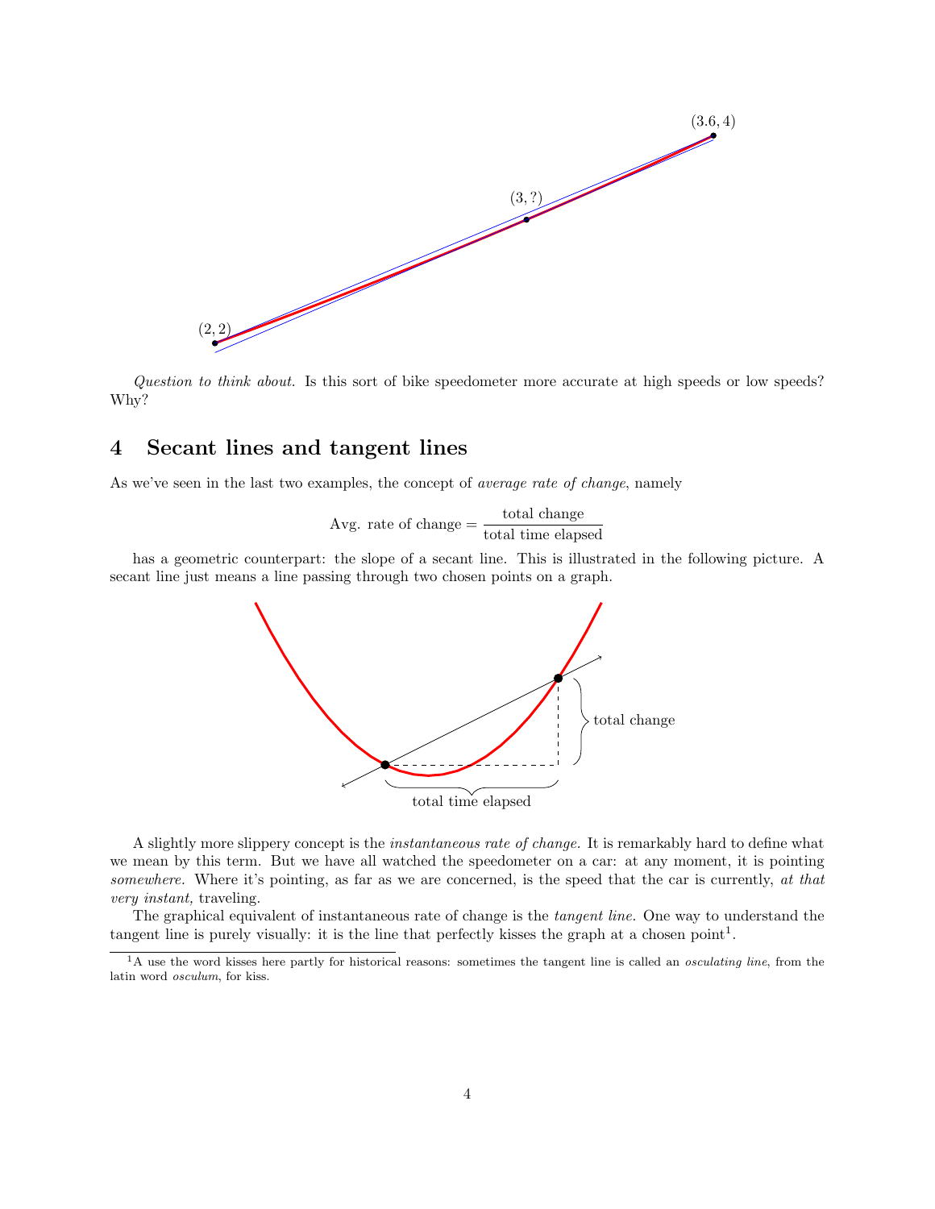*Question to think about.* Is this sort of bike speedometer more accurate at high speeds or low speeds? Why?

## 4 Secant lines and tangent lines

As we've seen in the last two examples, the concept of *average rate of change*, namely

$$\text{Avg. rate of change} = \frac{\text{total change}}{\text{total time elapsed}}$$

has a geometric counterpart: the slope of a secant line. This is illustrated in the following picture. A secant line just means a line passing through two chosen points on a graph.

A slightly more slippery concept is the *instantaneous rate of change.* It is remarkably hard to define what we mean by this term. But we have all watched the speedometer on a car: at any moment, it is pointing *somewhere.* Where it's pointing, as far as we are concerned, is the speed that the car is currently, *at that very instant,* traveling.

The graphical equivalent of instantaneous rate of change is the *tangent line.* One way to understand the tangent line is purely visually: it is the line that perfectly kisses the graph at a chosen point[1].

[1] A use the word kisses here partly for historical reasons: sometimes the tangent line is called an *osculating line*, from the latin word *osculum*, for kiss.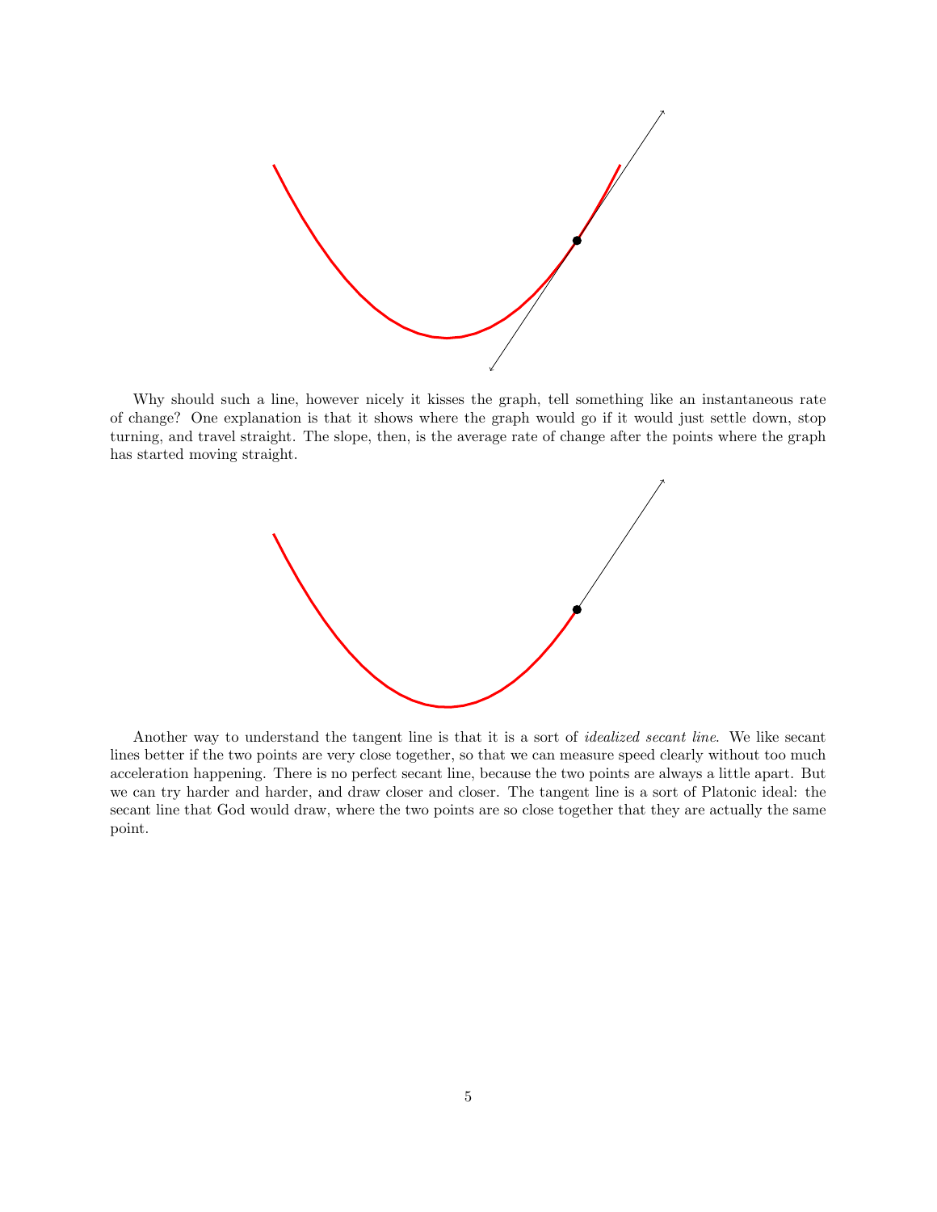Why should such a line, however nicely it kisses the graph, tell something like an instantaneous rate of change? One explanation is that it shows where the graph would go if it would just settle down, stop turning, and travel straight. The slope, then, is the average rate of change after the points where the graph has started moving straight.

Another way to understand the tangent line is that it is a sort of *idealized secant line*. We like secant lines better if the two points are very close together, so that we can measure speed clearly without too much acceleration happening. There is no perfect secant line, because the two points are always a little apart. But we can try harder and harder, and draw closer and closer. The tangent line is a sort of Platonic ideal: the secant line that God would draw, where the two points are so close together that they are actually the same point.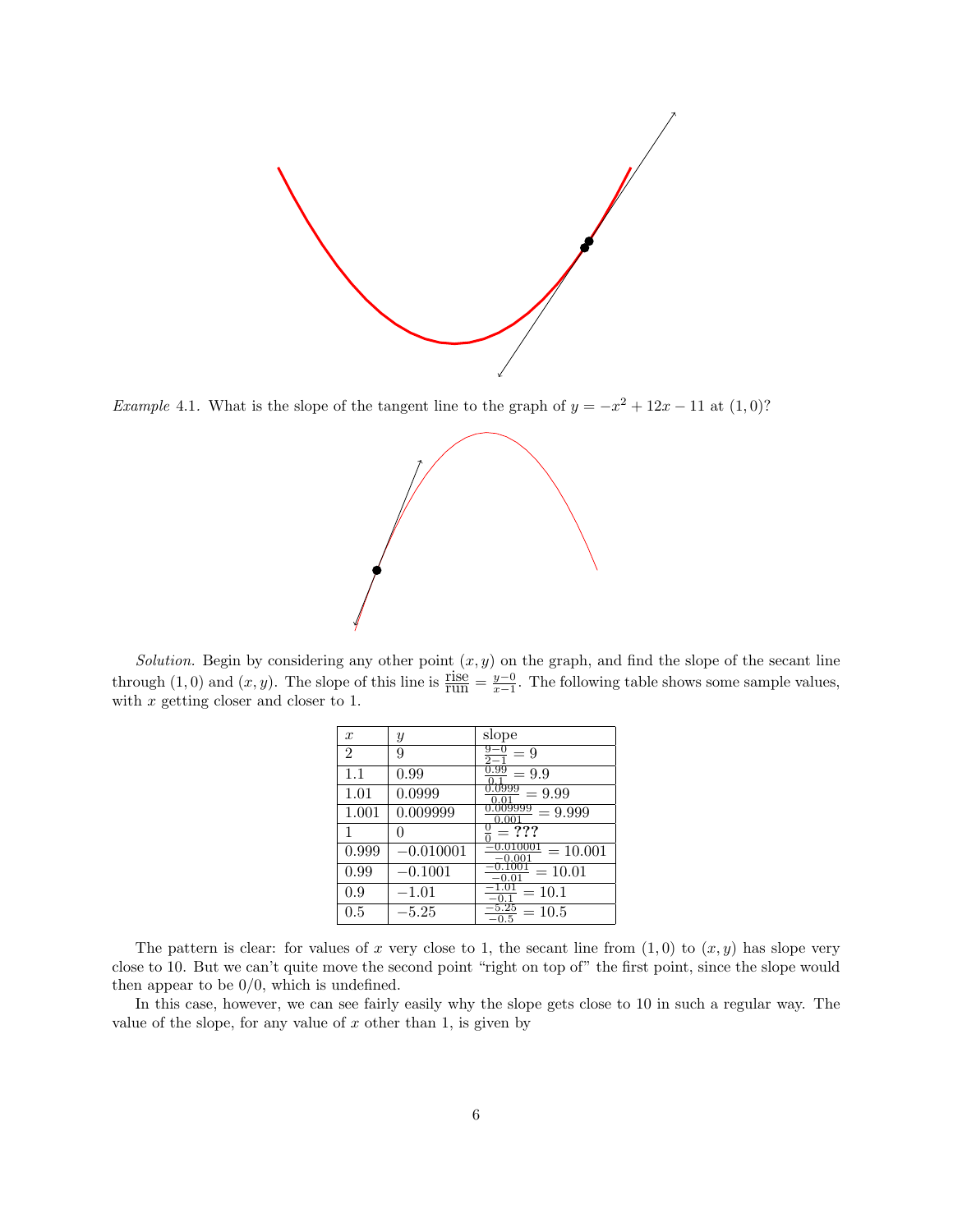*Example* 4.1. What is the slope of the tangent line to the graph of $y = -x^2 + 12x - 11$ at $(1, 0)$?

*Solution.* Begin by considering any other point $(x, y)$ on the graph, and find the slope of the secant line through $(1, 0)$ and $(x, y)$. The slope of this line is $\frac{\text{rise}}{\text{run}} = \frac{y-0}{x-1}$. The following table shows some sample values, with $x$ getting closer and closer to 1.

| $x$ | $y$ | slope |
|---|---|---|
| 2 | 9 | $\frac{9-0}{2-1} = 9$ |
| 1.1 | 0.99 | $\frac{0.99}{0.1} = 9.9$ |
| 1.01 | 0.0999 | $\frac{0.0999}{0.01} = 9.99$ |
| 1.001 | 0.009999 | $\frac{0.009999}{0.001} = 9.999$ |
| 1 | 0 | $\frac{0}{0} = \mathbf{???}$ |
| 0.999 | $-0.010001$ | $\frac{-0.010001}{-0.001} = 10.001$ |
| 0.99 | $-0.1001$ | $\frac{-0.1001}{-0.01} = 10.01$ |
| 0.9 | $-1.01$ | $\frac{-1.01}{-0.1} = 10.1$ |
| 0.5 | $-5.25$ | $\frac{-5.25}{-0.5} = 10.5$ |

The pattern is clear: for values of $x$ very close to 1, the secant line from $(1, 0)$ to $(x, y)$ has slope very close to 10. But we can't quite move the second point "right on top of" the first point, since the slope would then appear to be $0/0$, which is undefined.

In this case, however, we can see fairly easily why the slope gets close to 10 in such a regular way. The value of the slope, for any value of $x$ other than 1, is given by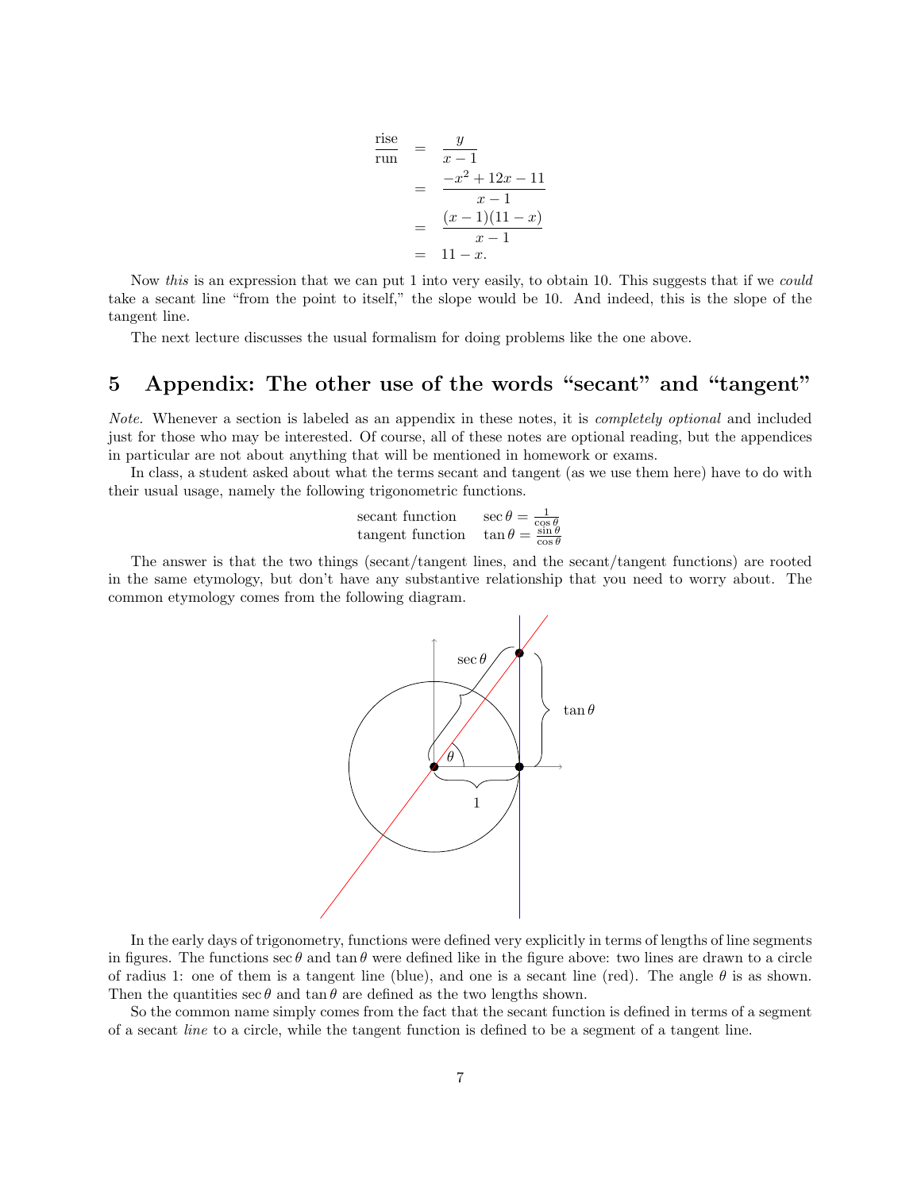$$
\begin{aligned}
\frac{\text{rise}}{\text{run}} &= \frac{y}{x-1} \\
&= \frac{-x^2+12x-11}{x-1} \\
&= \frac{(x-1)(11-x)}{x-1} \\
&= 11-x.
\end{aligned}
$$

Now *this* is an expression that we can put 1 into very easily, to obtain 10. This suggests that if we *could* take a secant line "from the point to itself," the slope would be 10. And indeed, this is the slope of the tangent line.

The next lecture discusses the usual formalism for doing problems like the one above.

## 5 Appendix: The other use of the words "secant" and "tangent"

*Note.* Whenever a section is labeled as an appendix in these notes, it is *completely optional* and included just for those who may be interested. Of course, all of these notes are optional reading, but the appendices in particular are not about anything that will be mentioned in homework or exams.

In class, a student asked about what the terms secant and tangent (as we use them here) have to do with their usual usage, namely the following trigonometric functions.

| | |
|---|---|
| secant function | $\sec\theta = \frac{1}{\cos\theta}$ |
| tangent function | $\tan\theta = \frac{\sin\theta}{\cos\theta}$ |

The answer is that the two things (secant/tangent lines, and the secant/tangent functions) are rooted in the same etymology, but don't have any substantive relationship that you need to worry about. The common etymology comes from the following diagram.

$\sec\theta$

$\tan\theta$

$\theta$

1

In the early days of trigonometry, functions were defined very explicitly in terms of lengths of line segments in figures. The functions $\sec\theta$ and $\tan\theta$ were defined like in the figure above: two lines are drawn to a circle of radius 1: one of them is a tangent line (blue), and one is a secant line (red). The angle $\theta$ is as shown. Then the quantities $\sec\theta$ and $\tan\theta$ are defined as the two lengths shown.

So the common name simply comes from the fact that the secant function is defined in terms of a segment of a secant *line* to a circle, while the tangent function is defined to be a segment of a tangent line.